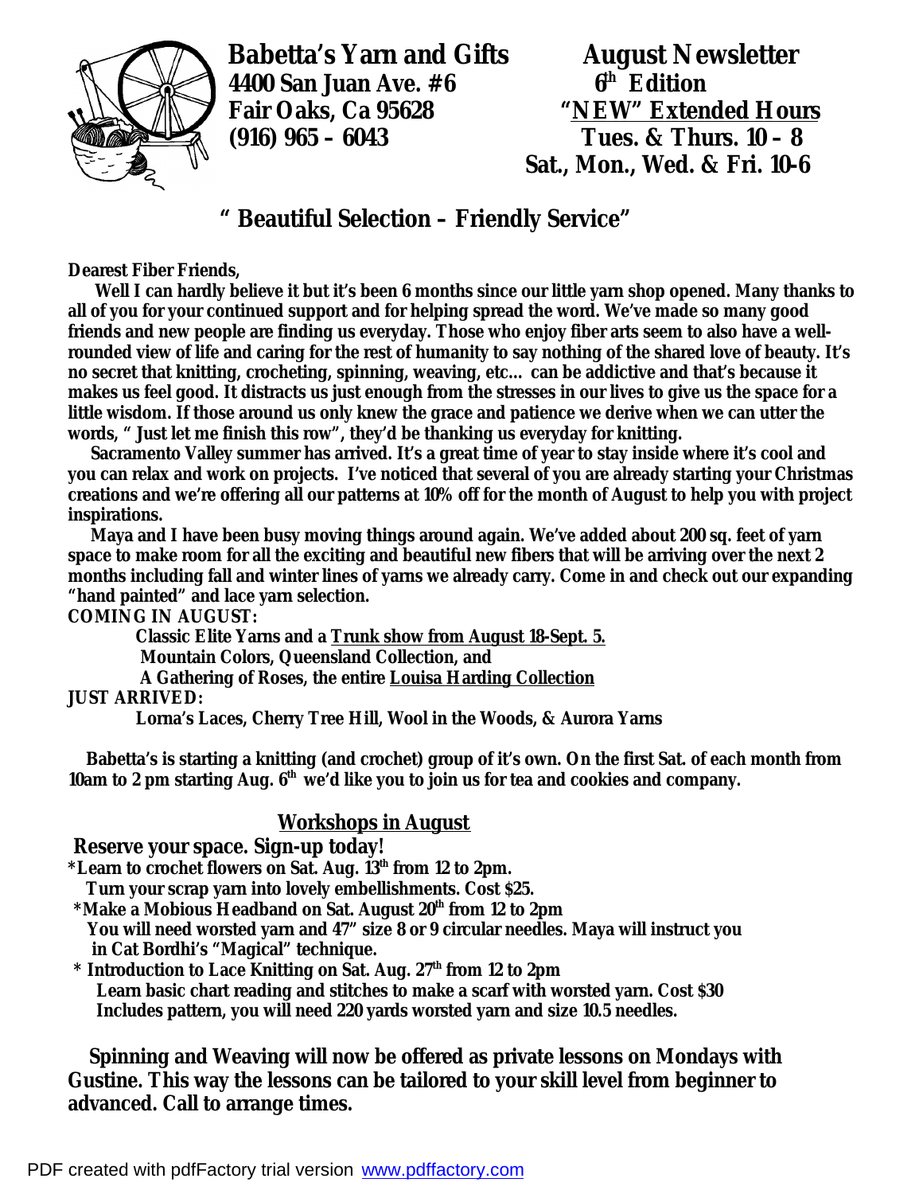**Babetta's Yarn and Gifts**
**4400 San Juan Ave. #6**
**Fair Oaks, Ca 95628**
**(916) 965 – 6043**

**August Newsletter**
**6th Edition**
**"NEW" Extended Hours**
**Tues. & Thurs. 10 – 8**
**Sat., Mon., Wed. & Fri. 10-6**

## " Beautiful Selection – Friendly Service"

**Dearest Fiber Friends,**

**Well I can hardly believe it but it's been 6 months since our little yarn shop opened. Many thanks to all of you for your continued support and for helping spread the word. We've made so many good friends and new people are finding us everyday. Those who enjoy fiber arts seem to also have a well-rounded view of life and caring for the rest of humanity to say nothing of the shared love of beauty. It's no secret that knitting, crocheting, spinning, weaving, etc... can be addictive and that's because it makes us feel good. It distracts us just enough from the stresses in our lives to give us the space for a little wisdom. If those around us only knew the grace and patience we derive when we can utter the words, " Just let me finish this row", they'd be thanking us everyday for knitting.**

**Sacramento Valley summer has arrived. It's a great time of year to stay inside where it's cool and you can relax and work on projects. I've noticed that several of you are already starting your Christmas creations and we're offering all our patterns at 10% off for the month of August to help you with project inspirations.**

**Maya and I have been busy moving things around again. We've added about 200 sq. feet of yarn space to make room for all the exciting and beautiful new fibers that will be arriving over the next 2 months including fall and winter lines of yarns we already carry. Come in and check out our expanding "hand painted" and lace yarn selection.**

**COMING IN AUGUST:**

**Classic Elite Yarns and a <u>Trunk show from August 18-Sept. 5.</u>**
**Mountain Colors, Queensland Collection, and**
**A Gathering of Roses, the entire <u>Louisa Harding Collection</u>**

**JUST ARRIVED:**

**Lorna's Laces, Cherry Tree Hill, Wool in the Woods, & Aurora Yarns**

**Babetta's is starting a knitting (and crochet) group of it's own. On the first Sat. of each month from 10am to 2 pm starting Aug. 6th we'd like you to join us for tea and cookies and company.**

## <u>Workshops in August</u>

**Reserve your space. Sign-up today!**

**\*Learn to crochet flowers on Sat. Aug. 13th from 12 to 2pm.**
**Turn your scrap yarn into lovely embellishments. Cost $25.**

**\*Make a Mobious Headband on Sat. August 20th from 12 to 2pm**
**You will need worsted yarn and 47" size 8 or 9 circular needles. Maya will instruct you in Cat Bordhi's "Magical" technique.**

**\* Introduction to Lace Knitting on Sat. Aug. 27th from 12 to 2pm**
**Learn basic chart reading and stitches to make a scarf with worsted yarn. Cost $30**
**Includes pattern, you will need 220 yards worsted yarn and size 10.5 needles.**

**Spinning and Weaving will now be offered as private lessons on Mondays with Gustine. This way the lessons can be tailored to your skill level from beginner to advanced. Call to arrange times.**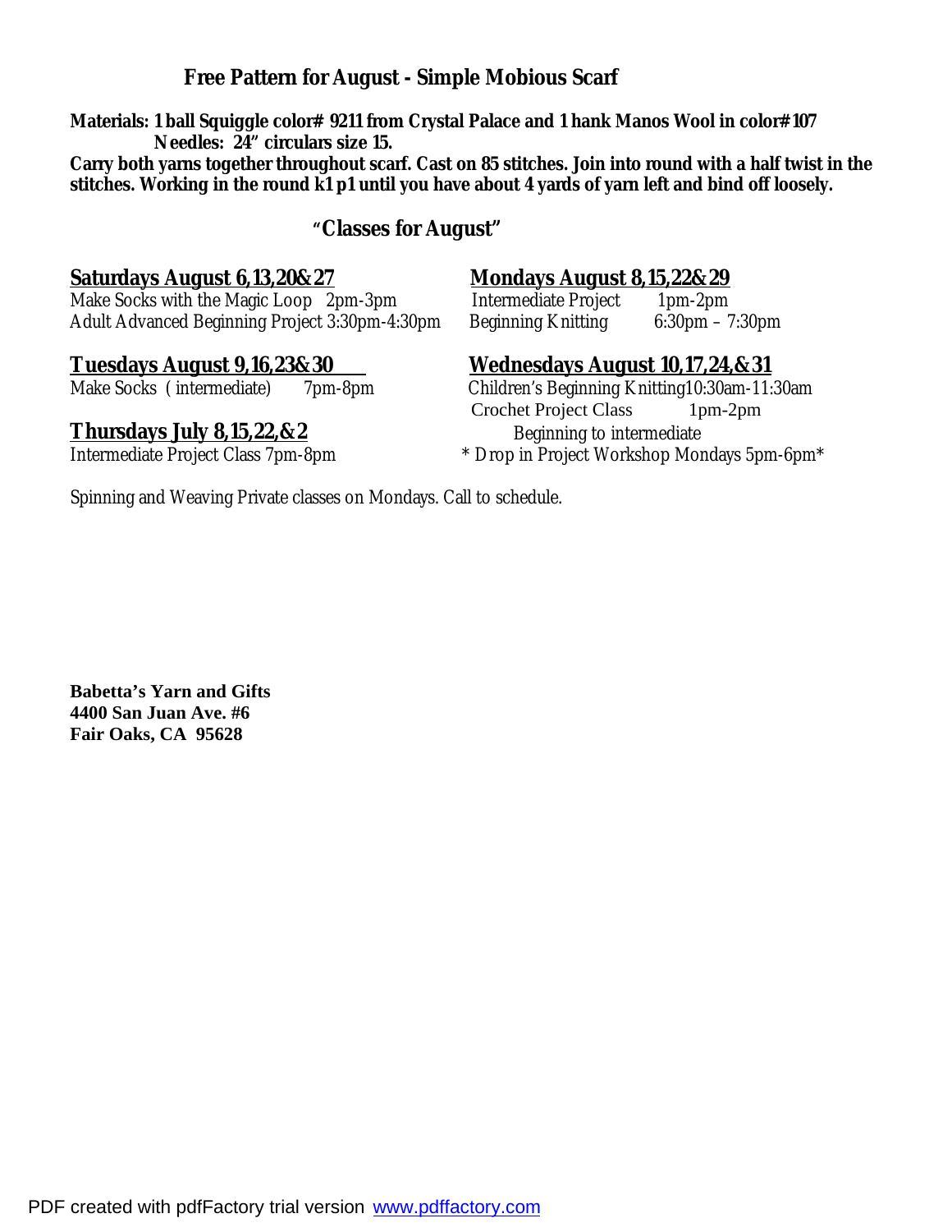## Free Pattern for August - Simple Mobious Scarf

**Materials: 1 ball Squiggle color# 9211 from Crystal Palace and 1 hank Manos Wool in color# 107**
**Needles: 24" circulars size 15.**

**Carry both yarns together throughout scarf. Cast on 85 stitches. Join into round with a half twist in the stitches. Working in the round k1 p1 until you have about 4 yards of yarn left and bind off loosely.**

## "Classes for August"

**Saturdays August 6,13,20&27**

Make Socks with the Magic Loop 2pm-3pm
Adult Advanced Beginning Project 3:30pm-4:30pm

**Mondays August 8,15,22&29**

Intermediate Project 1pm-2pm
Beginning Knitting 6:30pm – 7:30pm

**Tuesdays August 9,16,23&30**

Make Socks ( intermediate) 7pm-8pm

**Wednesdays August 10,17,24,&31**

Children's Beginning Knitting10:30am-11:30am
Crochet Project Class 1pm-2pm
Beginning to intermediate

**Thursdays July 8,15,22,&2**

Intermediate Project Class 7pm-8pm

* Drop in Project Workshop Mondays 5pm-6pm*

Spinning and Weaving Private classes on Mondays. Call to schedule.

**Babetta's Yarn and Gifts**
**4400 San Juan Ave. #6**
**Fair Oaks, CA 95628**